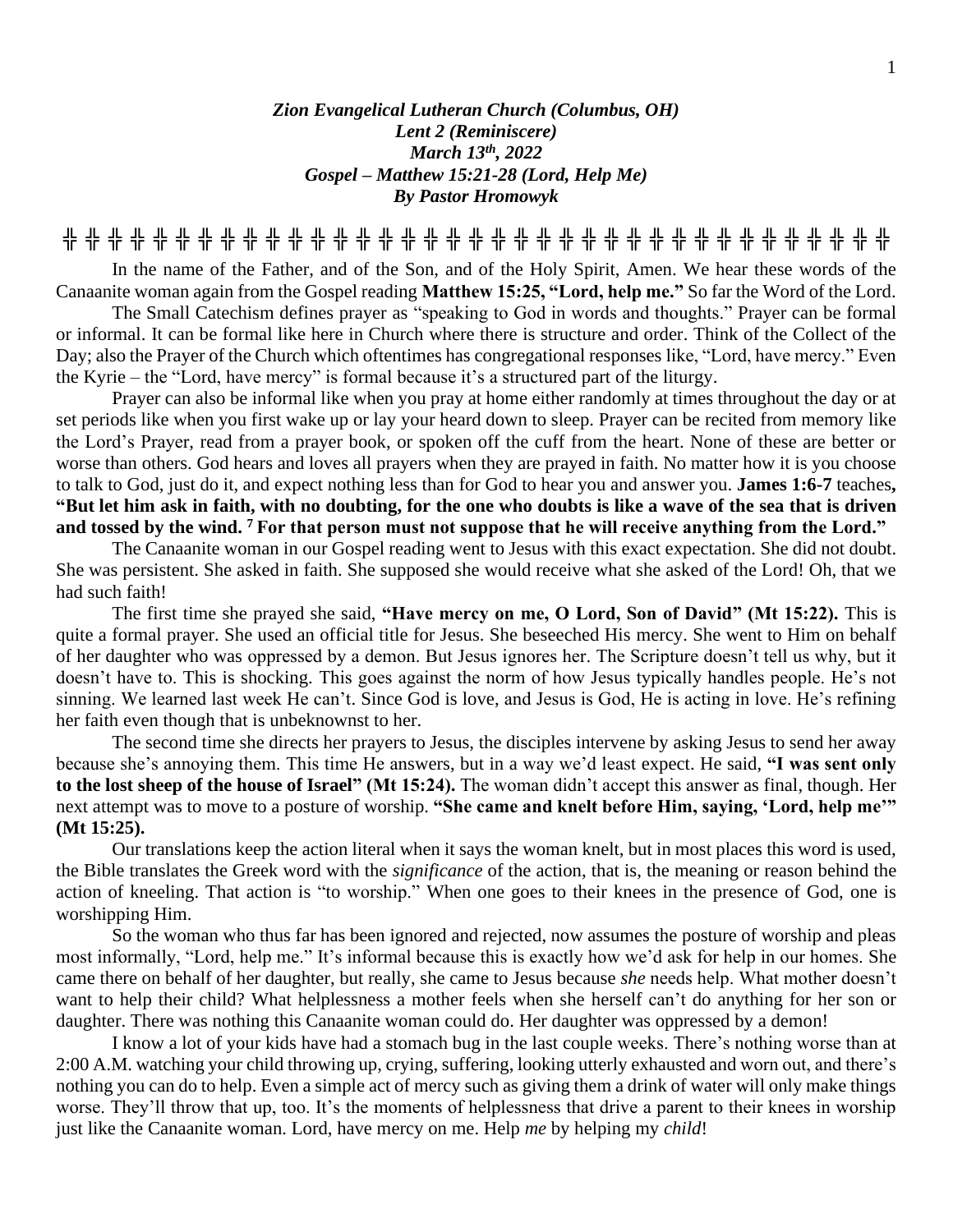***Zion Evangelical Lutheran Church (Columbus, OH)***
***Lent 2 (Reminiscere)***
***March 13th, 2022***
***Gospel – Matthew 15:21-28 (Lord, Help Me)***
***By Pastor Hromowyk***

╬ ╬ ╬ ╬ ╬ ╬ ╬ ╬ ╬ ╬ ╬ ╬ ╬ ╬ ╬ ╬ ╬ ╬ ╬ ╬ ╬ ╬ ╬ ╬ ╬ ╬ ╬ ╬ ╬ ╬ ╬ ╬ ╬ ╬ ╬ ╬ ╬

In the name of the Father, and of the Son, and of the Holy Spirit, Amen. We hear these words of the Canaanite woman again from the Gospel reading **Matthew 15:25, "Lord, help me."** So far the Word of the Lord.

The Small Catechism defines prayer as "speaking to God in words and thoughts." Prayer can be formal or informal. It can be formal like here in Church where there is structure and order. Think of the Collect of the Day; also the Prayer of the Church which oftentimes has congregational responses like, "Lord, have mercy." Even the Kyrie – the "Lord, have mercy" is formal because it's a structured part of the liturgy.

Prayer can also be informal like when you pray at home either randomly at times throughout the day or at set periods like when you first wake up or lay your heard down to sleep. Prayer can be recited from memory like the Lord's Prayer, read from a prayer book, or spoken off the cuff from the heart. None of these are better or worse than others. God hears and loves all prayers when they are prayed in faith. No matter how it is you choose to talk to God, just do it, and expect nothing less than for God to hear you and answer you. **James 1:6-7** teaches**, "But let him ask in faith, with no doubting, for the one who doubts is like a wave of the sea that is driven and tossed by the wind. 7 For that person must not suppose that he will receive anything from the Lord."**

The Canaanite woman in our Gospel reading went to Jesus with this exact expectation. She did not doubt. She was persistent. She asked in faith. She supposed she would receive what she asked of the Lord! Oh, that we had such faith!

The first time she prayed she said, **"Have mercy on me, O Lord, Son of David" (Mt 15:22).** This is quite a formal prayer. She used an official title for Jesus. She beseeched His mercy. She went to Him on behalf of her daughter who was oppressed by a demon. But Jesus ignores her. The Scripture doesn't tell us why, but it doesn't have to. This is shocking. This goes against the norm of how Jesus typically handles people. He's not sinning. We learned last week He can't. Since God is love, and Jesus is God, He is acting in love. He's refining her faith even though that is unbeknownst to her.

The second time she directs her prayers to Jesus, the disciples intervene by asking Jesus to send her away because she's annoying them. This time He answers, but in a way we'd least expect. He said, **"I was sent only to the lost sheep of the house of Israel" (Mt 15:24).** The woman didn't accept this answer as final, though. Her next attempt was to move to a posture of worship. **"She came and knelt before Him, saying, 'Lord, help me'" (Mt 15:25).**

Our translations keep the action literal when it says the woman knelt, but in most places this word is used, the Bible translates the Greek word with the *significance* of the action, that is, the meaning or reason behind the action of kneeling. That action is "to worship." When one goes to their knees in the presence of God, one is worshipping Him.

So the woman who thus far has been ignored and rejected, now assumes the posture of worship and pleas most informally, "Lord, help me." It's informal because this is exactly how we'd ask for help in our homes. She came there on behalf of her daughter, but really, she came to Jesus because *she* needs help. What mother doesn't want to help their child? What helplessness a mother feels when she herself can't do anything for her son or daughter. There was nothing this Canaanite woman could do. Her daughter was oppressed by a demon!

I know a lot of your kids have had a stomach bug in the last couple weeks. There's nothing worse than at 2:00 A.M. watching your child throwing up, crying, suffering, looking utterly exhausted and worn out, and there's nothing you can do to help. Even a simple act of mercy such as giving them a drink of water will only make things worse. They'll throw that up, too. It's the moments of helplessness that drive a parent to their knees in worship just like the Canaanite woman. Lord, have mercy on me. Help *me* by helping my *child*!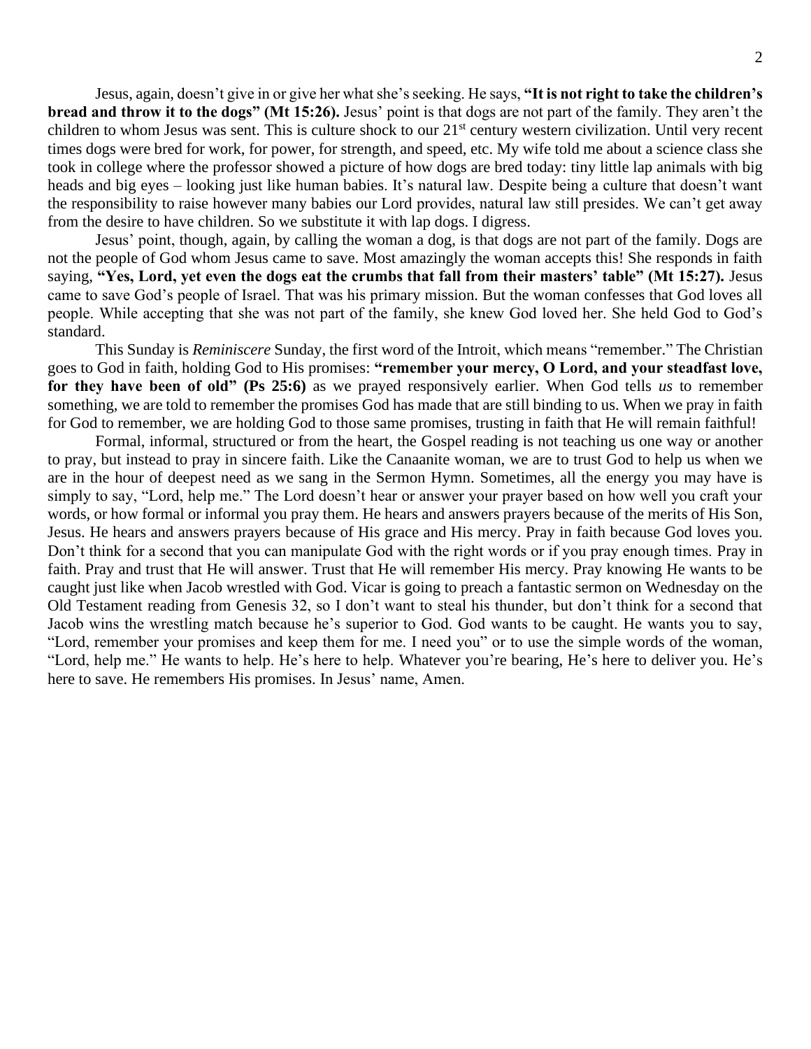Jesus, again, doesn't give in or give her what she's seeking. He says, **"It is not right to take the children's bread and throw it to the dogs" (Mt 15:26).** Jesus' point is that dogs are not part of the family. They aren't the children to whom Jesus was sent. This is culture shock to our 21st century western civilization. Until very recent times dogs were bred for work, for power, for strength, and speed, etc. My wife told me about a science class she took in college where the professor showed a picture of how dogs are bred today: tiny little lap animals with big heads and big eyes – looking just like human babies. It's natural law. Despite being a culture that doesn't want the responsibility to raise however many babies our Lord provides, natural law still presides. We can't get away from the desire to have children. So we substitute it with lap dogs. I digress.

Jesus' point, though, again, by calling the woman a dog, is that dogs are not part of the family. Dogs are not the people of God whom Jesus came to save. Most amazingly the woman accepts this! She responds in faith saying, **"Yes, Lord, yet even the dogs eat the crumbs that fall from their masters' table" (Mt 15:27).** Jesus came to save God's people of Israel. That was his primary mission. But the woman confesses that God loves all people. While accepting that she was not part of the family, she knew God loved her. She held God to God's standard.

This Sunday is *Reminiscere* Sunday, the first word of the Introit, which means "remember." The Christian goes to God in faith, holding God to His promises: **"remember your mercy, O Lord, and your steadfast love, for they have been of old" (Ps 25:6)** as we prayed responsively earlier. When God tells *us* to remember something, we are told to remember the promises God has made that are still binding to us. When we pray in faith for God to remember, we are holding God to those same promises, trusting in faith that He will remain faithful!

Formal, informal, structured or from the heart, the Gospel reading is not teaching us one way or another to pray, but instead to pray in sincere faith. Like the Canaanite woman, we are to trust God to help us when we are in the hour of deepest need as we sang in the Sermon Hymn. Sometimes, all the energy you may have is simply to say, "Lord, help me." The Lord doesn't hear or answer your prayer based on how well you craft your words, or how formal or informal you pray them. He hears and answers prayers because of the merits of His Son, Jesus. He hears and answers prayers because of His grace and His mercy. Pray in faith because God loves you. Don't think for a second that you can manipulate God with the right words or if you pray enough times. Pray in faith. Pray and trust that He will answer. Trust that He will remember His mercy. Pray knowing He wants to be caught just like when Jacob wrestled with God. Vicar is going to preach a fantastic sermon on Wednesday on the Old Testament reading from Genesis 32, so I don't want to steal his thunder, but don't think for a second that Jacob wins the wrestling match because he's superior to God. God wants to be caught. He wants you to say, "Lord, remember your promises and keep them for me. I need you" or to use the simple words of the woman, "Lord, help me." He wants to help. He's here to help. Whatever you're bearing, He's here to deliver you. He's here to save. He remembers His promises. In Jesus' name, Amen.